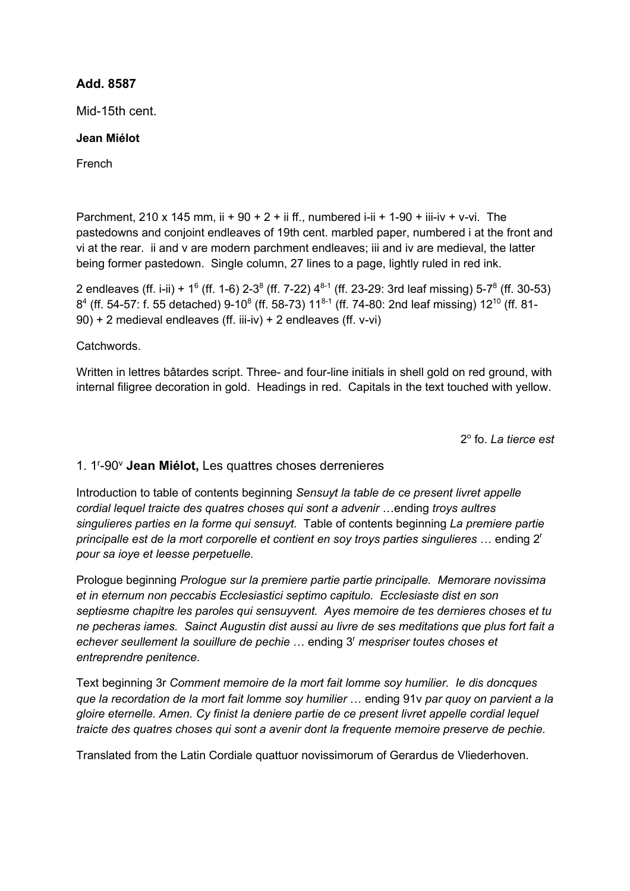**Add. 8587**

Mid-15th cent.

**Jean Miélot**

French

Parchment, 210 x 145 mm, ii + 90 + 2 + ii ff., numbered i-ii + 1-90 + iii-iv + v-vi. The pastedowns and conjoint endleaves of 19th cent. marbled paper, numbered i at the front and vi at the rear. ii and v are modern parchment endleaves; iii and iv are medieval, the latter being former pastedown. Single column, 27 lines to a page, lightly ruled in red ink.

2 endleaves (ff. i-ii) + $1^{6}$ (ff. 1-6) $2\text{-}3^{8}$ (ff. 7-22) $4^{8-1}$ (ff. 23-29: 3rd leaf missing) $5\text{-}7^{8}$ (ff. 30-53) $8^{4}$ (ff. 54-57: f. 55 detached) $9\text{-}10^{8}$ (ff. 58-73) $11^{8-1}$ (ff. 74-80: 2nd leaf missing) $12^{10}$ (ff. 81-90) + 2 medieval endleaves (ff. iii-iv) + 2 endleaves (ff. v-vi)

Catchwords.

Written in lettres bâtardes script. Three- and four-line initials in shell gold on red ground, with internal filigree decoration in gold. Headings in red. Capitals in the text touched with yellow.

2° fo. *La tierce est*

1. $1^{r}$-$90^{v}$ **Jean Miélot,** Les quattres choses derrenieres

Introduction to table of contents beginning *Sensuyt la table de ce present livret appelle cordial lequel traicte des quatres choses qui sont a advenir* …ending *troys aultres singulieres parties en la forme qui sensuyt.* Table of contents beginning *La premiere partie principalle est de la mort corporelle et contient en soy troys parties singulieres* … ending $2^{r}$ *pour sa ioye et leesse perpetuelle.*

Prologue beginning *Prologue sur la premiere partie partie principalle. Memorare novissima et in eternum non peccabis Ecclesiastici septimo capitulo. Ecclesiaste dist en son septiesme chapitre les paroles qui sensuyvent. Ayes memoire de tes dernieres choses et tu ne pecheras iames. Sainct Augustin dist aussi au livre de ses meditations que plus fort fait a echever seullement la souillure de pechie* … ending $3^{r}$ *mespriser toutes choses et entreprendre penitence*.

Text beginning 3r *Comment memoire de la mort fait lomme soy humilier. Ie dis doncques que la recordation de la mort fait lomme soy humilier* … ending 91v *par quoy on parvient a la gloire eternelle. Amen. Cy finist la deniere partie de ce present livret appelle cordial lequel traicte des quatres choses qui sont a avenir dont la frequente memoire preserve de pechie.*

Translated from the Latin Cordiale quattuor novissimorum of Gerardus de Vliederhoven.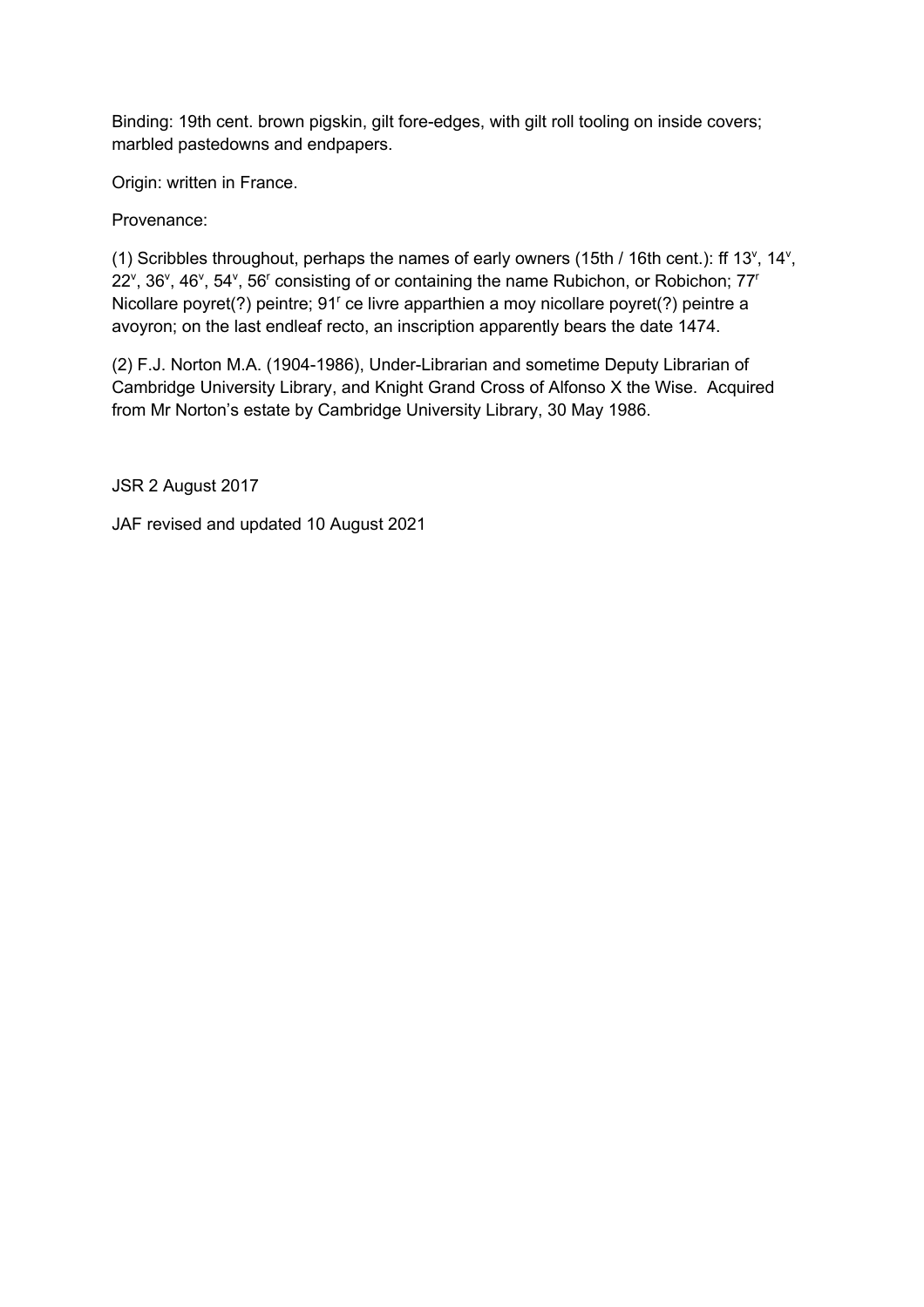Binding: 19th cent. brown pigskin, gilt fore-edges, with gilt roll tooling on inside covers; marbled pastedowns and endpapers.

Origin: written in France.

Provenance:

(1) Scribbles throughout, perhaps the names of early owners (15th / 16th cent.): ff 13$^{v}$, 14$^{v}$, 22$^{v}$, 36$^{v}$, 46$^{v}$, 54$^{v}$, 56$^{r}$ consisting of or containing the name Rubichon, or Robichon; 77$^{r}$ Nicollare poyret(?) peintre; 91$^{r}$ ce livre apparthien a moy nicollare poyret(?) peintre a avoyron; on the last endleaf recto, an inscription apparently bears the date 1474.

(2) F.J. Norton M.A. (1904-1986), Under-Librarian and sometime Deputy Librarian of Cambridge University Library, and Knight Grand Cross of Alfonso X the Wise. Acquired from Mr Norton's estate by Cambridge University Library, 30 May 1986.

JSR 2 August 2017

JAF revised and updated 10 August 2021